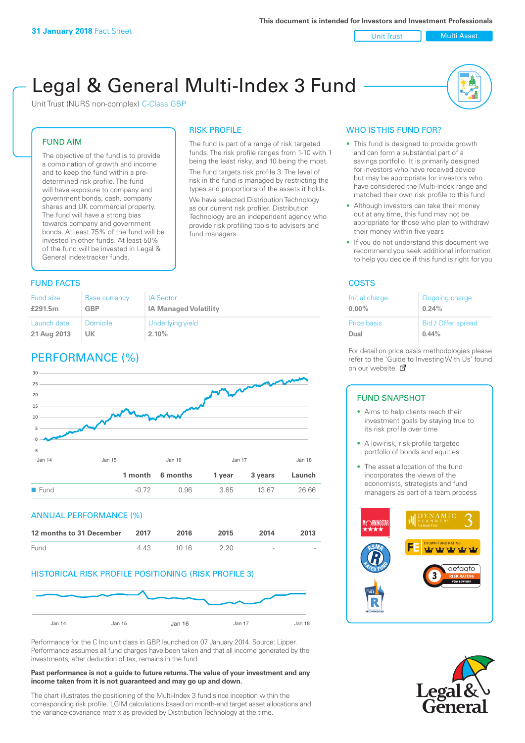**31 January 2018** Fact Sheet

This document is intended for Investors and Investment Professionals

Unit Trust | Multi Asset

# Legal & General Multi-Index 3 Fund

Unit Trust (NURS non-complex) C-Class GBP

## FUND AIM

The objective of the fund is to provide a combination of growth and income and to keep the fund within a pre-determined risk profile. The fund will have exposure to company and government bonds, cash, company shares and UK commercial property. The fund will have a strong bias towards company and government bonds. At least 75% of the fund will be invested in other funds. At least 50% of the fund will be invested in Legal & General index-tracker funds.

## RISK PROFILE

The fund is part of a range of risk targeted funds. The risk profile ranges from 1-10 with 1 being the least risky, and 10 being the most.

The fund targets risk profile 3. The level of risk in the fund is managed by restricting the types and proportions of the assets it holds.

We have selected Distribution Technology as our current risk profiler. Distribution Technology are an independent agency who provide risk profiling tools to advisers and fund managers.

## WHO IS THIS FUND FOR?

- This fund is designed to provide growth and can form a substantial part of a savings portfolio. It is primarily designed for investors who have received advice but may be appropriate for investors who have considered the Multi-Index range and matched their own risk profile to this fund
- Although investors can take their money out at any time, this fund may not be appropriate for those who plan to withdraw their money within five years
- If you do not understand this document we recommend you seek additional information to help you decide if this fund is right for you

## FUND FACTS

| Fund size | Base currency | IA Sector |
|---|---|---|
| **£291.5m** | **GBP** | **IA Managed Volatility** |
| Launch date | Domicile | Underlying yield |
| **21 Aug 2013** | **UK** | **2.10%** |

## COSTS

| Initial charge | Ongoing charge |
|---|---|
| **0.00%** | **0.24%** |
| Price basis | Bid / Offer spread |
| **Dual** | **0.44%** |

For detail on price basis methodologies please refer to the 'Guide to Investing With Us' found on our website.

## PERFORMANCE (%)

| | 1 month | 6 months | 1 year | 3 years | Launch |
|---|---|---|---|---|---|
| Fund | -0.72 | 0.96 | 3.85 | 13.67 | 26.66 |

## ANNUAL PERFORMANCE (%)

| 12 months to 31 December | 2017 | 2016 | 2015 | 2014 | 2013 |
|---|---|---|---|---|---|
| Fund | 4.43 | 10.16 | 2.20 | - | - |

## HISTORICAL RISK PROFILE POSITIONING (RISK PROFILE 3)

Performance for the C Inc unit class in GBP, launched on 07 January 2014. Source: Lipper. Performance assumes all fund charges have been taken and that all income generated by the investments, after deduction of tax, remains in the fund.

**Past performance is not a guide to future returns. The value of your investment and any income taken from it is not guaranteed and may go up and down.**

The chart illustrates the positioning of the Multi-Index 3 fund since inception within the corresponding risk profile. LGIM calculations based on month-end target asset allocations and the variance-covariance matrix as provided by Distribution Technology at the time.

## FUND SNAPSHOT

- Aims to help clients reach their investment goals by staying true to its risk profile over time
- A low-risk, risk-profile targeted portfolio of bonds and equities
- The asset allocation of the fund incorporates the views of the economists, strategists and fund managers as part of a team process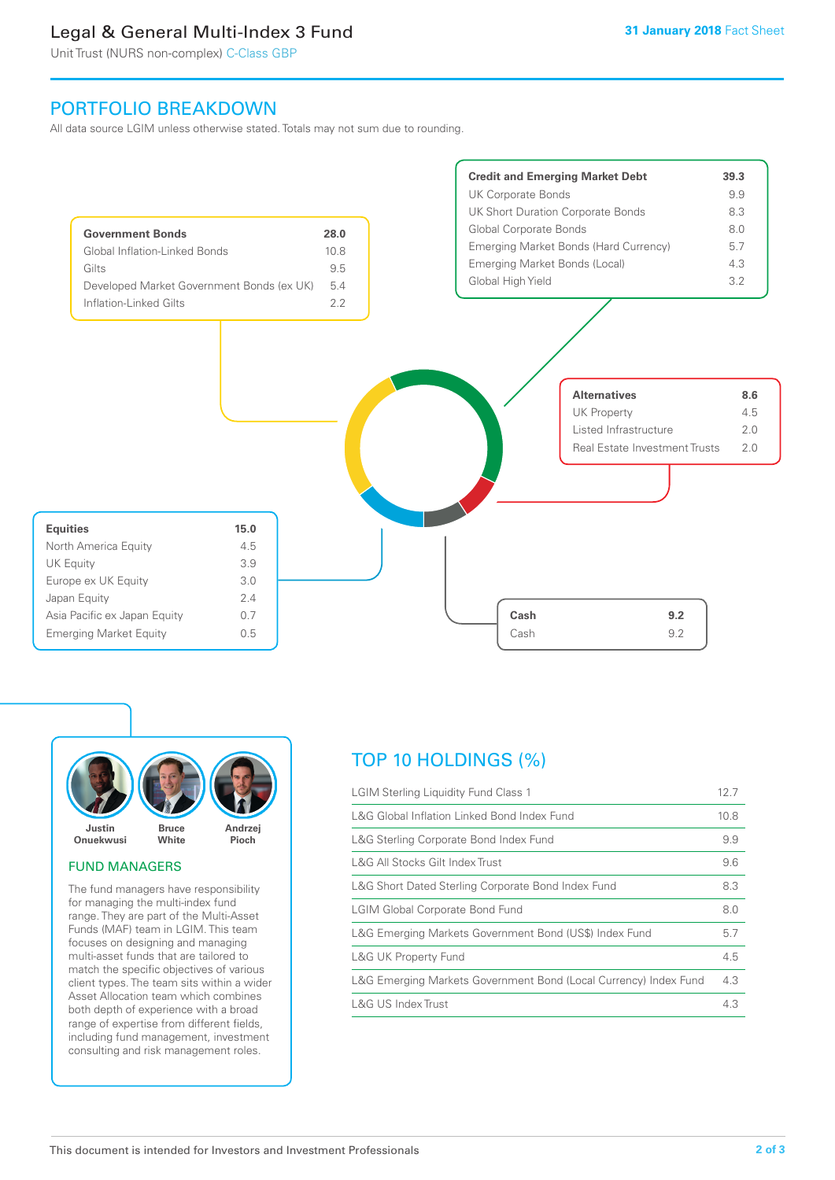# Legal & General Multi-Index 3 Fund

Unit Trust (NURS non-complex) C-Class GBP

31 January 2018 Fact Sheet

## PORTFOLIO BREAKDOWN

All data source LGIM unless otherwise stated. Totals may not sum due to rounding.

| Government Bonds | 28.0 |
|---|---|
| Global Inflation-Linked Bonds | 10.8 |
| Gilts | 9.5 |
| Developed Market Government Bonds (ex UK) | 5.4 |
| Inflation-Linked Gilts | 2.2 |

| Credit and Emerging Market Debt | 39.3 |
|---|---|
| UK Corporate Bonds | 9.9 |
| UK Short Duration Corporate Bonds | 8.3 |
| Global Corporate Bonds | 8.0 |
| Emerging Market Bonds (Hard Currency) | 5.7 |
| Emerging Market Bonds (Local) | 4.3 |
| Global High Yield | 3.2 |

| Alternatives | 8.6 |
|---|---|
| UK Property | 4.5 |
| Listed Infrastructure | 2.0 |
| Real Estate Investment Trusts | 2.0 |

| Equities | 15.0 |
|---|---|
| North America Equity | 4.5 |
| UK Equity | 3.9 |
| Europe ex UK Equity | 3.0 |
| Japan Equity | 2.4 |
| Asia Pacific ex Japan Equity | 0.7 |
| Emerging Market Equity | 0.5 |

| Cash | 9.2 |
|---|---|
| Cash | 9.2 |

Justin Onuekwusi, Bruce White, Andrzej Pioch

### FUND MANAGERS

The fund managers have responsibility for managing the multi-index fund range. They are part of the Multi-Asset Funds (MAF) team in LGIM. This team focuses on designing and managing multi-asset funds that are tailored to match the specific objectives of various client types. The team sits within a wider Asset Allocation team which combines both depth of experience with a broad range of expertise from different fields, including fund management, investment consulting and risk management roles.

## TOP 10 HOLDINGS (%)

| Holding | % |
|---|---|
| LGIM Sterling Liquidity Fund Class 1 | 12.7 |
| L&G Global Inflation Linked Bond Index Fund | 10.8 |
| L&G Sterling Corporate Bond Index Fund | 9.9 |
| L&G All Stocks Gilt Index Trust | 9.6 |
| L&G Short Dated Sterling Corporate Bond Index Fund | 8.3 |
| LGIM Global Corporate Bond Fund | 8.0 |
| L&G Emerging Markets Government Bond (US$) Index Fund | 5.7 |
| L&G UK Property Fund | 4.5 |
| L&G Emerging Markets Government Bond (Local Currency) Index Fund | 4.3 |
| L&G US Index Trust | 4.3 |

This document is intended for Investors and Investment Professionals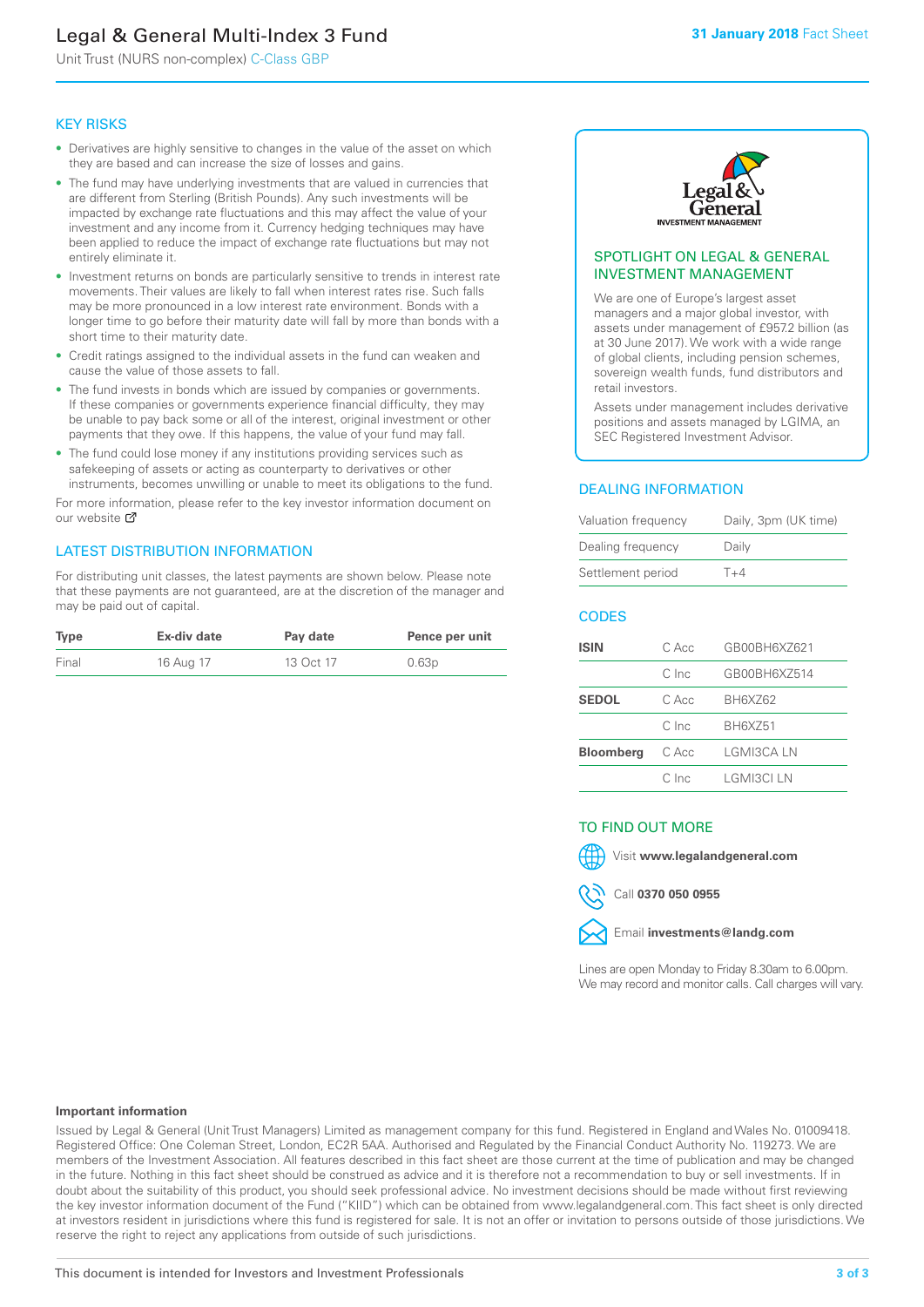# Legal & General Multi-Index 3 Fund

Unit Trust (NURS non-complex) C-Class GBP

**31 January 2018** Fact Sheet

## KEY RISKS

- Derivatives are highly sensitive to changes in the value of the asset on which they are based and can increase the size of losses and gains.
- The fund may have underlying investments that are valued in currencies that are different from Sterling (British Pounds). Any such investments will be impacted by exchange rate fluctuations and this may affect the value of your investment and any income from it. Currency hedging techniques may have been applied to reduce the impact of exchange rate fluctuations but may not entirely eliminate it.
- Investment returns on bonds are particularly sensitive to trends in interest rate movements. Their values are likely to fall when interest rates rise. Such falls may be more pronounced in a low interest rate environment. Bonds with a longer time to go before their maturity date will fall by more than bonds with a short time to their maturity date.
- Credit ratings assigned to the individual assets in the fund can weaken and cause the value of those assets to fall.
- The fund invests in bonds which are issued by companies or governments. If these companies or governments experience financial difficulty, they may be unable to pay back some or all of the interest, original investment or other payments that they owe. If this happens, the value of your fund may fall.
- The fund could lose money if any institutions providing services such as safekeeping of assets or acting as counterparty to derivatives or other instruments, becomes unwilling or unable to meet its obligations to the fund.

For more information, please refer to the key investor information document on our website

## LATEST DISTRIBUTION INFORMATION

For distributing unit classes, the latest payments are shown below. Please note that these payments are not guaranteed, are at the discretion of the manager and may be paid out of capital.

| Type | Ex-div date | Pay date | Pence per unit |
|---|---|---|---|
| Final | 16 Aug 17 | 13 Oct 17 | 0.63p |

## SPOTLIGHT ON LEGAL & GENERAL INVESTMENT MANAGEMENT

We are one of Europe's largest asset managers and a major global investor, with assets under management of £957.2 billion (as at 30 June 2017). We work with a wide range of global clients, including pension schemes, sovereign wealth funds, fund distributors and retail investors.

Assets under management includes derivative positions and assets managed by LGIMA, an SEC Registered Investment Advisor.

## DEALING INFORMATION

| | |
|---|---|
| Valuation frequency | Daily, 3pm (UK time) |
| Dealing frequency | Daily |
| Settlement period | T+4 |

## CODES

| | | |
|---|---|---|
| **ISIN** | C Acc | GB00BH6XZ621 |
| | C Inc | GB00BH6XZ514 |
| **SEDOL** | C Acc | BH6XZ62 |
| | C Inc | BH6XZ51 |
| **Bloomberg** | C Acc | LGMI3CA LN |
| | C Inc | LGMI3CI LN |

## TO FIND OUT MORE

Visit **www.legalandgeneral.com**

Call **0370 050 0955**

Email **investments@landg.com**

Lines are open Monday to Friday 8.30am to 6.00pm. We may record and monitor calls. Call charges will vary.

**Important information**

Issued by Legal & General (Unit Trust Managers) Limited as management company for this fund. Registered in England and Wales No. 01009418. Registered Office: One Coleman Street, London, EC2R 5AA. Authorised and Regulated by the Financial Conduct Authority No. 119273. We are members of the Investment Association. All features described in this fact sheet are those current at the time of publication and may be changed in the future. Nothing in this fact sheet should be construed as advice and it is therefore not a recommendation to buy or sell investments. If in doubt about the suitability of this product, you should seek professional advice. No investment decisions should be made without first reviewing the key investor information document of the Fund ("KIID") which can be obtained from www.legalandgeneral.com. This fact sheet is only directed at investors resident in jurisdictions where this fund is registered for sale. It is not an offer or invitation to persons outside of those jurisdictions. We reserve the right to reject any applications from outside of such jurisdictions.

This document is intended for Investors and Investment Professionals